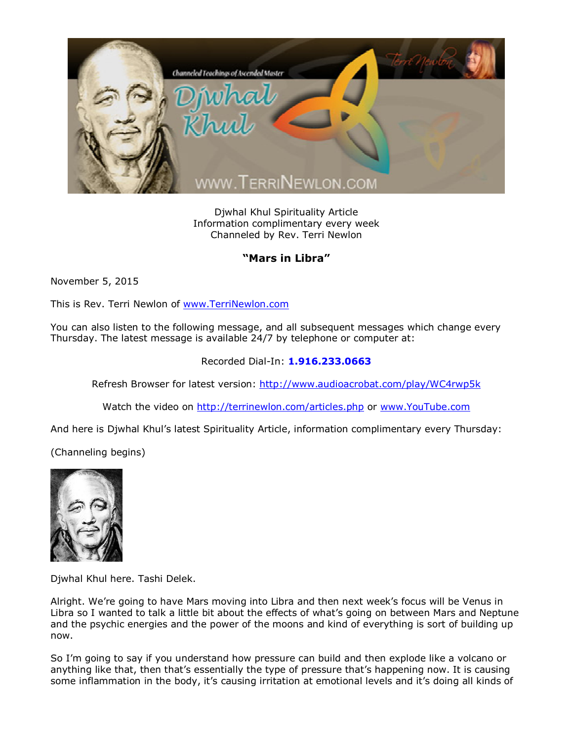Djwhal Khul Spirituality Article
Information complimentary every week
Channeled by Rev. Terri Newlon

## **"Mars in Libra"**

November 5, 2015

This is Rev. Terri Newlon of www.TerriNewlon.com

You can also listen to the following message, and all subsequent messages which change every Thursday. The latest message is available 24/7 by telephone or computer at:

Recorded Dial-In: **1.916.233.0663**

Refresh Browser for latest version: http://www.audioacrobat.com/play/WC4rwp5k

Watch the video on http://terrinewlon.com/articles.php or www.YouTube.com

And here is Djwhal Khul's latest Spirituality Article, information complimentary every Thursday:

(Channeling begins)

Djwhal Khul here. Tashi Delek.

Alright. We're going to have Mars moving into Libra and then next week's focus will be Venus in Libra so I wanted to talk a little bit about the effects of what's going on between Mars and Neptune and the psychic energies and the power of the moons and kind of everything is sort of building up now.

So I'm going to say if you understand how pressure can build and then explode like a volcano or anything like that, then that's essentially the type of pressure that's happening now. It is causing some inflammation in the body, it's causing irritation at emotional levels and it's doing all kinds of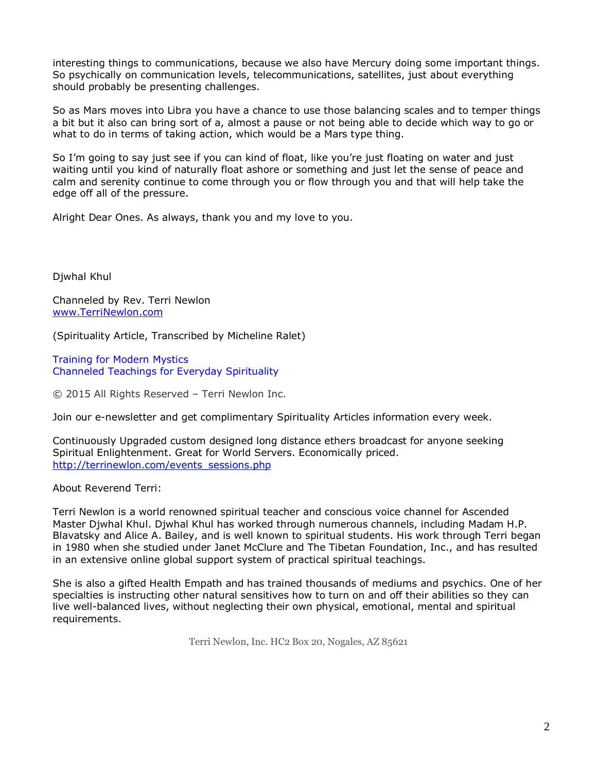interesting things to communications, because we also have Mercury doing some important things. So psychically on communication levels, telecommunications, satellites, just about everything should probably be presenting challenges.

So as Mars moves into Libra you have a chance to use those balancing scales and to temper things a bit but it also can bring sort of a, almost a pause or not being able to decide which way to go or what to do in terms of taking action, which would be a Mars type thing.

So I'm going to say just see if you can kind of float, like you're just floating on water and just waiting until you kind of naturally float ashore or something and just let the sense of peace and calm and serenity continue to come through you or flow through you and that will help take the edge off all of the pressure.

Alright Dear Ones. As always, thank you and my love to you.

Djwhal Khul

Channeled by Rev. Terri Newlon
www.TerriNewlon.com

(Spirituality Article, Transcribed by Micheline Ralet)

Training for Modern Mystics
Channeled Teachings for Everyday Spirituality

© 2015 All Rights Reserved – Terri Newlon Inc.

Join our e-newsletter and get complimentary Spirituality Articles information every week.

Continuously Upgraded custom designed long distance ethers broadcast for anyone seeking Spiritual Enlightenment. Great for World Servers. Economically priced.
http://terrinewlon.com/events_sessions.php

About Reverend Terri:

Terri Newlon is a world renowned spiritual teacher and conscious voice channel for Ascended Master Djwhal Khul. Djwhal Khul has worked through numerous channels, including Madam H.P. Blavatsky and Alice A. Bailey, and is well known to spiritual students. His work through Terri began in 1980 when she studied under Janet McClure and The Tibetan Foundation, Inc., and has resulted in an extensive online global support system of practical spiritual teachings.

She is also a gifted Health Empath and has trained thousands of mediums and psychics. One of her specialties is instructing other natural sensitives how to turn on and off their abilities so they can live well-balanced lives, without neglecting their own physical, emotional, mental and spiritual requirements.

Terri Newlon, Inc. HC2 Box 20, Nogales, AZ 85621